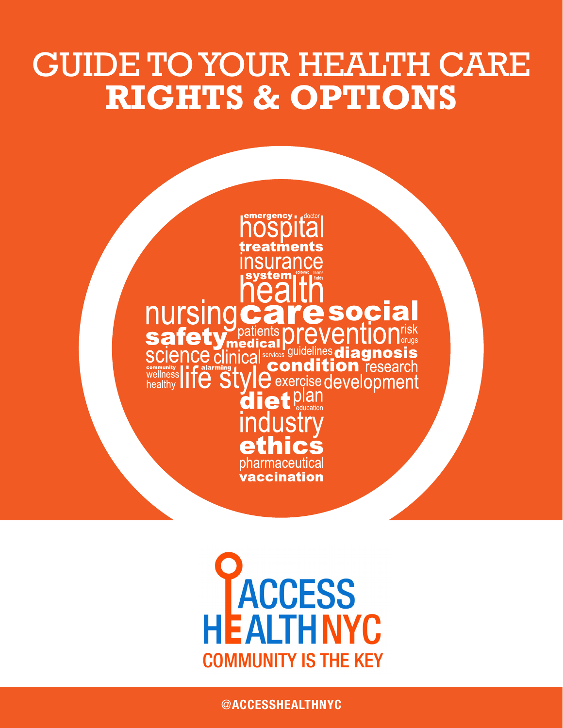# GUIDE TO YOUR HEALTH CARE **RIGHTS & OPTIONS**

emergency doctor hospital treatments insurance system epidemic terms fields health nursing care social safety patients medical prevention risk drugs science clinical services guidelines diagnosis condition research community wellness healthy life alarming style exercise development diet plan education industry ethics pharmaceutical vaccination

ACCESS HEALTH NYC

COMMUNITY IS THE KEY

@ACCESSHEALTHNYC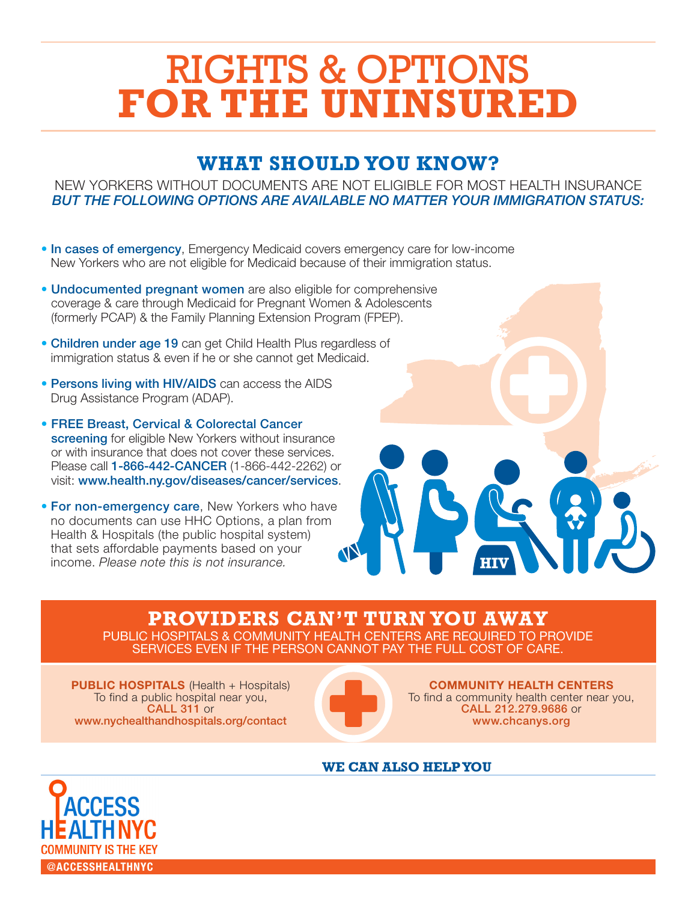# RIGHTS & OPTIONS **FOR THE UNINSURED**

## WHAT SHOULD YOU KNOW?

NEW YORKERS WITHOUT DOCUMENTS ARE NOT ELIGIBLE FOR MOST HEALTH INSURANCE
*BUT THE FOLLOWING OPTIONS ARE AVAILABLE NO MATTER YOUR IMMIGRATION STATUS:*

- **In cases of emergency**, Emergency Medicaid covers emergency care for low-income New Yorkers who are not eligible for Medicaid because of their immigration status.
- **Undocumented pregnant women** are also eligible for comprehensive coverage & care through Medicaid for Pregnant Women & Adolescents (formerly PCAP) & the Family Planning Extension Program (FPEP).
- **Children under age 19** can get Child Health Plus regardless of immigration status & even if he or she cannot get Medicaid.
- **Persons living with HIV/AIDS** can access the AIDS Drug Assistance Program (ADAP).
- **FREE Breast, Cervical & Colorectal Cancer screening** for eligible New Yorkers without insurance or with insurance that does not cover these services. Please call **1-866-442-CANCER** (1-866-442-2262) or visit: **www.health.ny.gov/diseases/cancer/services**.
- **For non-emergency care**, New Yorkers who have no documents can use HHC Options, a plan from Health & Hospitals (the public hospital system) that sets affordable payments based on your income. *Please note this is not insurance.*

## PROVIDERS CAN'T TURN YOU AWAY

PUBLIC HOSPITALS & COMMUNITY HEALTH CENTERS ARE REQUIRED TO PROVIDE SERVICES EVEN IF THE PERSON CANNOT PAY THE FULL COST OF CARE.

**PUBLIC HOSPITALS** (Health + Hospitals)
To find a public hospital near you,
**CALL 311** or
**www.nychealthandhospitals.org/contact**

**COMMUNITY HEALTH CENTERS**
To find a community health center near you,
**CALL 212.279.9686** or
**www.chcanys.org**

**WE CAN ALSO HELP YOU**

ACCESS HEALTH NYC
COMMUNITY IS THE KEY

@ACCESSHEALTHNYC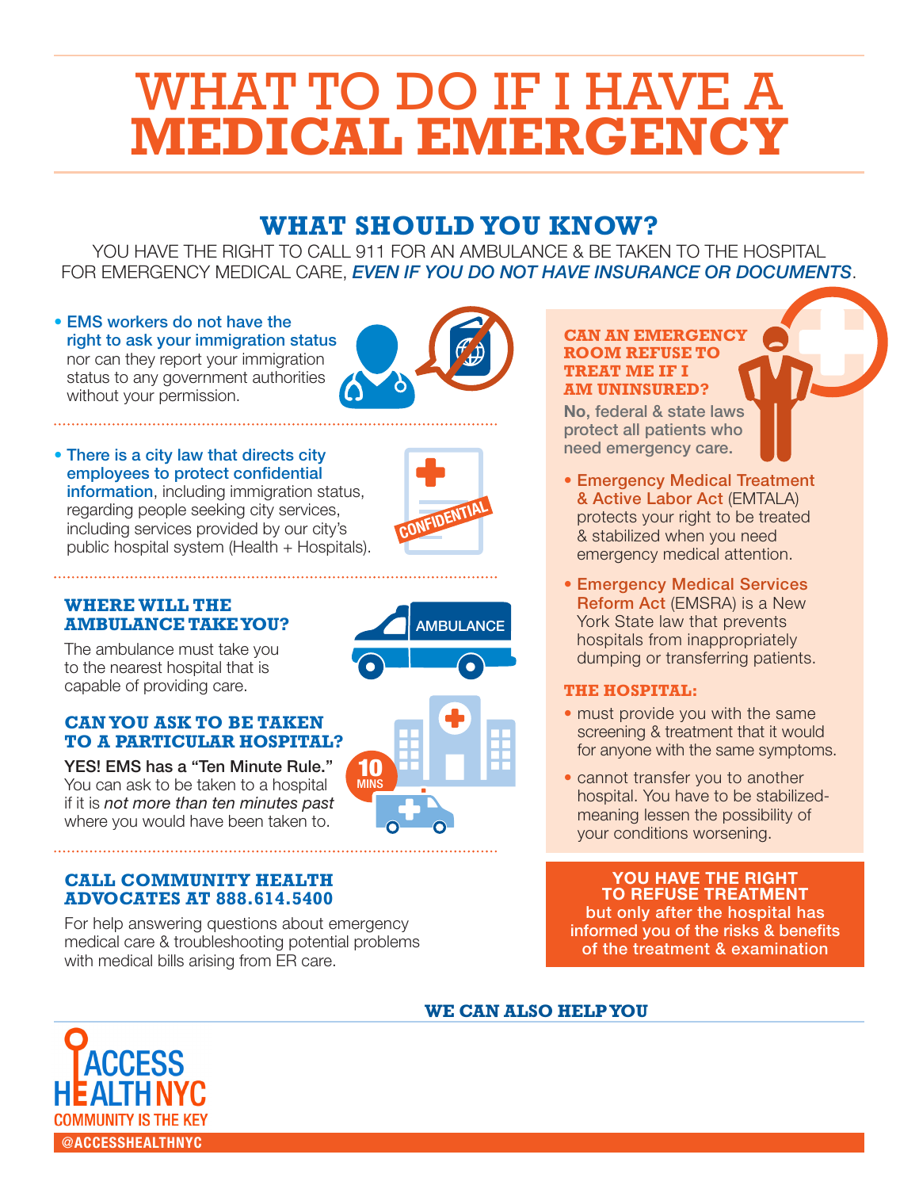# WHAT TO DO IF I HAVE A **MEDICAL EMERGENCY**

## WHAT SHOULD YOU KNOW?

YOU HAVE THE RIGHT TO CALL 911 FOR AN AMBULANCE & BE TAKEN TO THE HOSPITAL FOR EMERGENCY MEDICAL CARE, ***EVEN IF YOU DO NOT HAVE INSURANCE OR DOCUMENTS***.

- **EMS workers do not have the right to ask your immigration status** nor can they report your immigration status to any government authorities without your permission.

- **There is a city law that directs city employees to protect confidential information**, including immigration status, regarding people seeking city services, including services provided by our city's public hospital system (Health + Hospitals).

CONFIDENTIAL

### WHERE WILL THE AMBULANCE TAKE YOU?

The ambulance must take you to the nearest hospital that is capable of providing care.

AMBULANCE

### CAN YOU ASK TO BE TAKEN TO A PARTICULAR HOSPITAL?

**YES! EMS has a "Ten Minute Rule."** You can ask to be taken to a hospital if it is *not more than ten minutes past* where you would have been taken to.

10 MINS

### CALL COMMUNITY HEALTH ADVOCATES AT 888.614.5400

For help answering questions about emergency medical care & troubleshooting potential problems with medical bills arising from ER care.

### CAN AN EMERGENCY ROOM REFUSE TO TREAT ME IF I AM UNINSURED?

**No**, federal & state laws protect all patients who need emergency care.

- **Emergency Medical Treatment & Active Labor Act** (EMTALA) protects your right to be treated & stabilized when you need emergency medical attention.

- **Emergency Medical Services Reform Act** (EMSRA) is a New York State law that prevents hospitals from inappropriately dumping or transferring patients.

### THE HOSPITAL:

- must provide you with the same screening & treatment that it would for anyone with the same symptoms.

- cannot transfer you to another hospital. You have to be stabilized-meaning lessen the possibility of your conditions worsening.

**YOU HAVE THE RIGHT TO REFUSE TREATMENT**
**but only after the hospital has informed you of the risks & benefits of the treatment & examination**

**WE CAN ALSO HELP YOU**

ACCESS HEALTH NYC
COMMUNITY IS THE KEY
@ACCESSHEALTHNYC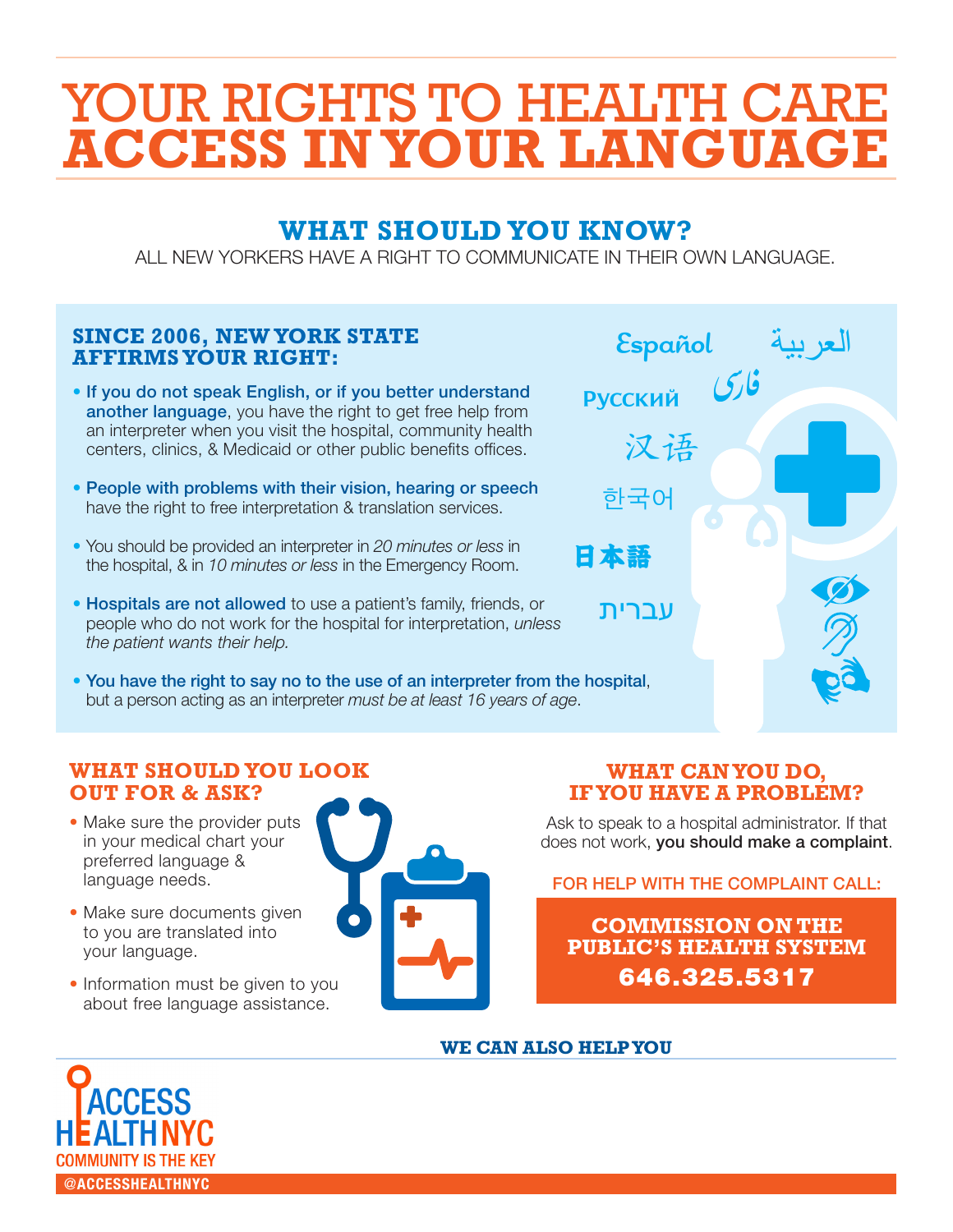# YOUR RIGHTS TO HEALTH CARE **ACCESS IN YOUR LANGUAGE**

## WHAT SHOULD YOU KNOW?

ALL NEW YORKERS HAVE A RIGHT TO COMMUNICATE IN THEIR OWN LANGUAGE.

### SINCE 2006, NEW YORK STATE AFFIRMS YOUR RIGHT:

- **If you do not speak English, or if you better understand another language**, you have the right to get free help from an interpreter when you visit the hospital, community health centers, clinics, & Medicaid or other public benefits offices.
- **People with problems with their vision, hearing or speech** have the right to free interpretation & translation services.
- You should be provided an interpreter in *20 minutes or less* in the hospital, & in *10 minutes or less* in the Emergency Room.
- **Hospitals are not allowed** to use a patient's family, friends, or people who do not work for the hospital for interpretation, *unless the patient wants their help.*
- **You have the right to say no to the use of an interpreter from the hospital**, but a person acting as an interpreter *must be at least 16 years of age*.

Español العربية Русский فارسی 汉语 한국어 日本語 עברית

### WHAT SHOULD YOU LOOK OUT FOR & ASK?

- Make sure the provider puts in your medical chart your preferred language & language needs.
- Make sure documents given to you are translated into your language.
- Information must be given to you about free language assistance.

### WHAT CAN YOU DO, IF YOU HAVE A PROBLEM?

Ask to speak to a hospital administrator. If that does not work, **you should make a complaint**.

FOR HELP WITH THE COMPLAINT CALL:

**COMMISSION ON THE PUBLIC'S HEALTH SYSTEM**
**646.325.5317**

**WE CAN ALSO HELP YOU**

ACCESS HEALTH NYC
COMMUNITY IS THE KEY
@ACCESSHEALTHNYC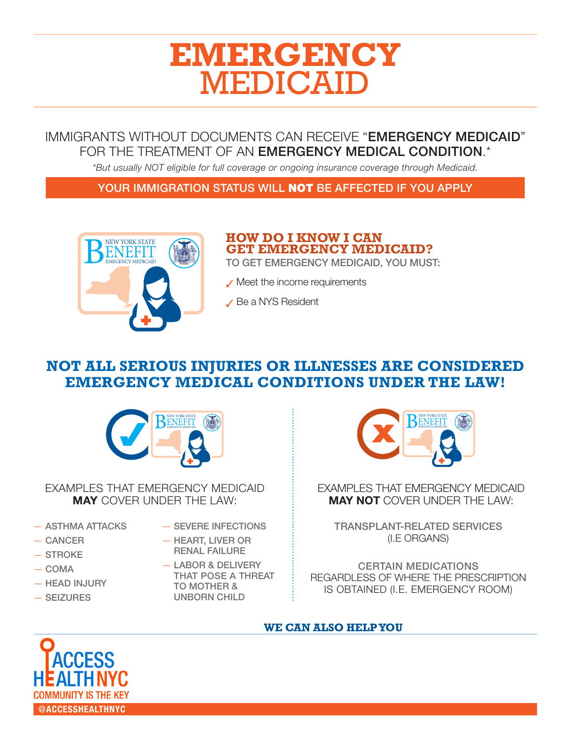# EMERGENCY MEDICAID

IMMIGRANTS WITHOUT DOCUMENTS CAN RECEIVE "**EMERGENCY MEDICAID**" FOR THE TREATMENT OF AN **EMERGENCY MEDICAL CONDITION**.*

*\*But usually NOT eligible for full coverage or ongoing insurance coverage through Medicaid.*

**YOUR IMMIGRATION STATUS WILL NOT BE AFFECTED IF YOU APPLY**

NEW YORK STATE BENEFIT EMEGENCY MEDICAID

## HOW DO I KNOW I CAN GET EMERGENCY MEDICAID?

TO GET EMERGENCY MEDICAID, YOU MUST:

- ✓ Meet the income requirements
- ✓ Be a NYS Resident

## NOT ALL SERIOUS INJURIES OR ILLNESSES ARE CONSIDERED EMERGENCY MEDICAL CONDITIONS UNDER THE LAW!

EXAMPLES THAT EMERGENCY MEDICAID **MAY** COVER UNDER THE LAW:

- ASTHMA ATTACKS
- CANCER
- STROKE
- COMA
- HEAD INJURY
- SEIZURES
- SEVERE INFECTIONS
- HEART, LIVER OR RENAL FAILURE
- LABOR & DELIVERY THAT POSE A THREAT TO MOTHER & UNBORN CHILD

EXAMPLES THAT EMERGENCY MEDICAID **MAY NOT** COVER UNDER THE LAW:

TRANSPLANT-RELATED SERVICES (I.E ORGANS)

CERTAIN MEDICATIONS REGARDLESS OF WHERE THE PRESCRIPTION IS OBTAINED (I.E. EMERGENCY ROOM)

**WE CAN ALSO HELP YOU**

ACCESS HEALTH NYC
COMMUNITY IS THE KEY
@ACCESSHEALTHNYC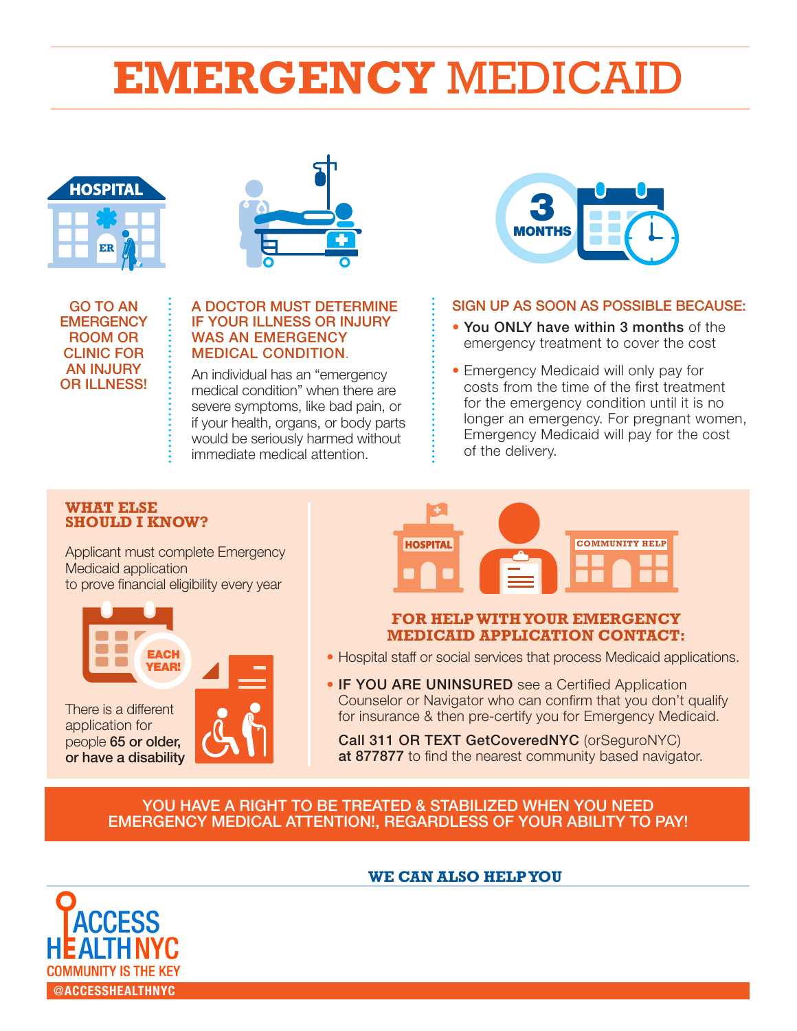# EMERGENCY MEDICAID

GO TO AN EMERGENCY ROOM OR CLINIC FOR AN INJURY OR ILLNESS!

A DOCTOR MUST DETERMINE IF YOUR ILLNESS OR INJURY WAS AN EMERGENCY MEDICAL CONDITION.

An individual has an "emergency medical condition" when there are severe symptoms, like bad pain, or if your health, organs, or body parts would be seriously harmed without immediate medical attention.

3 MONTHS

SIGN UP AS SOON AS POSSIBLE BECAUSE:

- **You ONLY have within 3 months** of the emergency treatment to cover the cost
- Emergency Medicaid will only pay for costs from the time of the first treatment for the emergency condition until it is no longer an emergency. For pregnant women, Emergency Medicaid will pay for the cost of the delivery.

## WHAT ELSE SHOULD I KNOW?

Applicant must complete Emergency Medicaid application to prove financial eligibility every year

EACH YEAR!

There is a different application for people **65 or older, or have a disability**

## FOR HELP WITH YOUR EMERGENCY MEDICAID APPLICATION CONTACT:

- Hospital staff or social services that process Medicaid applications.
- **IF YOU ARE UNINSURED** see a Certified Application Counselor or Navigator who can confirm that you don't qualify for insurance & then pre-certify you for Emergency Medicaid.

**Call 311 OR TEXT GetCoveredNYC** (orSeguroNYC) **at 877877** to find the nearest community based navigator.

YOU HAVE A RIGHT TO BE TREATED & STABILIZED WHEN YOU NEED EMERGENCY MEDICAL ATTENTION!, REGARDLESS OF YOUR ABILITY TO PAY!

WE CAN ALSO HELP YOU

ACCESS HEALTH NYC
COMMUNITY IS THE KEY
@ACCESSHEALTHNYC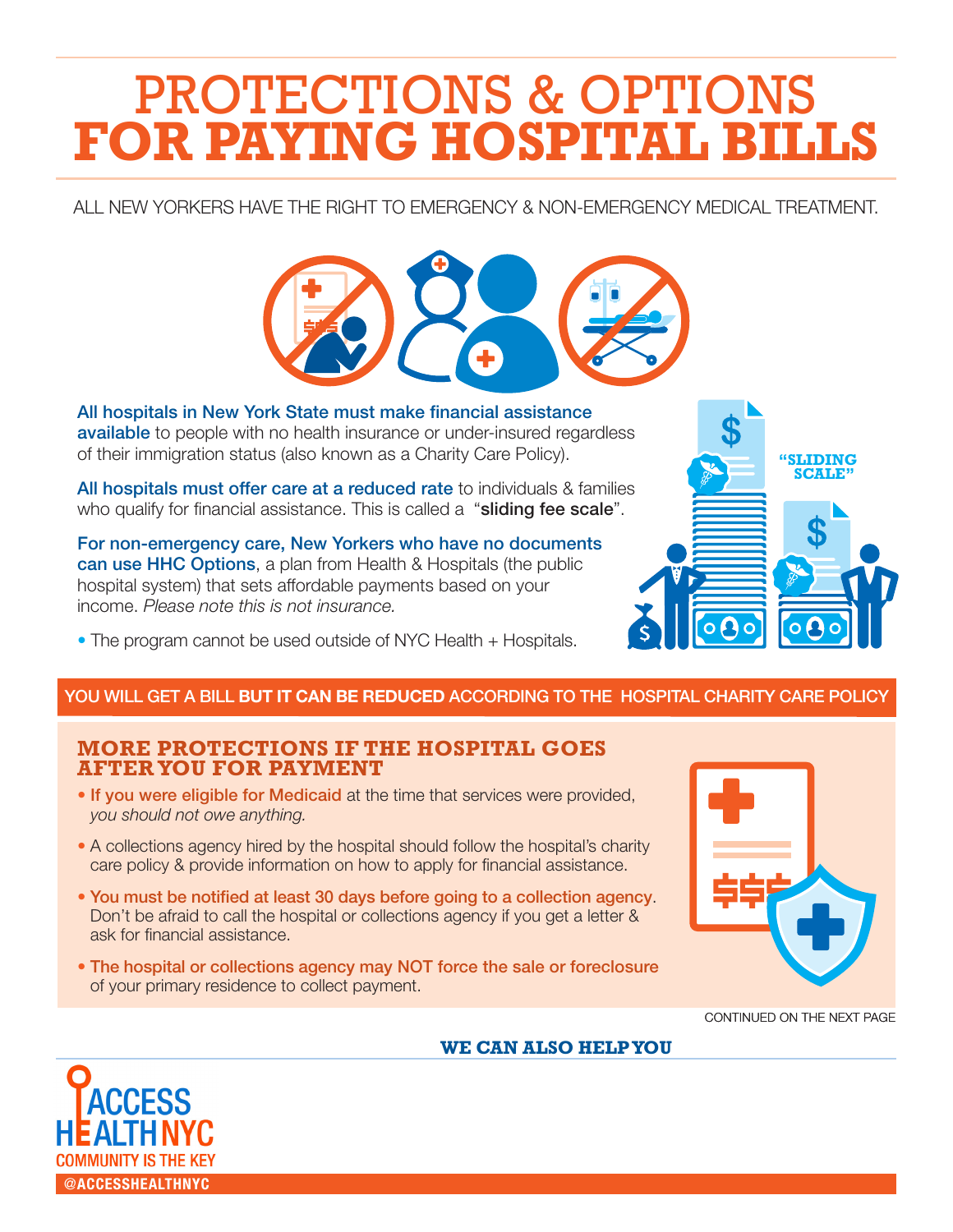# PROTECTIONS & OPTIONS FOR PAYING HOSPITAL BILLS

ALL NEW YORKERS HAVE THE RIGHT TO EMERGENCY & NON-EMERGENCY MEDICAL TREATMENT.

**All hospitals in New York State must make financial assistance available** to people with no health insurance or under-insured regardless of their immigration status (also known as a Charity Care Policy).

**All hospitals must offer care at a reduced rate** to individuals & families who qualify for financial assistance. This is called a "**sliding fee scale**".

**For non-emergency care, New Yorkers who have no documents can use HHC Options**, a plan from Health & Hospitals (the public hospital system) that sets affordable payments based on your income. *Please note this is not insurance.*

- The program cannot be used outside of NYC Health + Hospitals.

"SLIDING SCALE"

YOU WILL GET A BILL **BUT IT CAN BE REDUCED** ACCORDING TO THE HOSPITAL CHARITY CARE POLICY

## MORE PROTECTIONS IF THE HOSPITAL GOES AFTER YOU FOR PAYMENT

- **If you were eligible for Medicaid** at the time that services were provided, *you should not owe anything.*
- A collections agency hired by the hospital should follow the hospital's charity care policy & provide information on how to apply for financial assistance.
- **You must be notified at least 30 days before going to a collection agency**. Don't be afraid to call the hospital or collections agency if you get a letter & ask for financial assistance.
- **The hospital or collections agency may NOT force the sale or foreclosure** of your primary residence to collect payment.

CONTINUED ON THE NEXT PAGE

**WE CAN ALSO HELP YOU**

ACCESS HEALTH NYC
COMMUNITY IS THE KEY
@ACCESSHEALTHNYC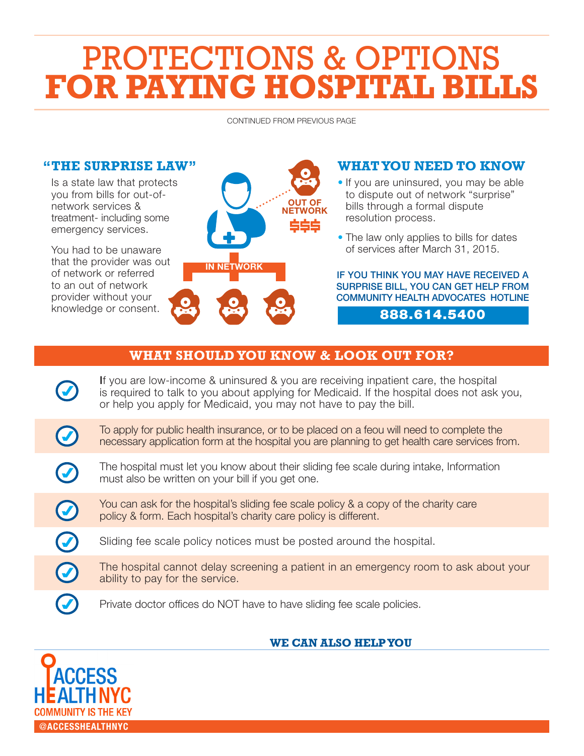# PROTECTIONS & OPTIONS FOR PAYING HOSPITAL BILLS

CONTINUED FROM PREVIOUS PAGE

## "THE SURPRISE LAW"

Is a state law that protects you from bills for out-of-network services & treatment- including some emergency services.

You had to be unaware that the provider was out of network or referred to an out of network provider without your knowledge or consent.

OUT OF NETWORK

$$$

IN NETWORK

## WHAT YOU NEED TO KNOW

- If you are uninsured, you may be able to dispute out of network "surprise" bills through a formal dispute resolution process.
- The law only applies to bills for dates of services after March 31, 2015.

**IF YOU THINK YOU MAY HAVE RECEIVED A SURPRISE BILL, YOU CAN GET HELP FROM COMMUNITY HEALTH ADVOCATES HOTLINE**

**888.614.5400**

## WHAT SHOULD YOU KNOW & LOOK OUT FOR?

- If you are low-income & uninsured & you are receiving inpatient care, the hospital is required to talk to you about applying for Medicaid. If the hospital does not ask you, or help you apply for Medicaid, you may not have to pay the bill.
- To apply for public health insurance, or to be placed on a feou will need to complete the necessary application form at the hospital you are planning to get health care services from.
- The hospital must let you know about their sliding fee scale during intake, Information must also be written on your bill if you get one.
- You can ask for the hospital's sliding fee scale policy & a copy of the charity care policy & form. Each hospital's charity care policy is different.
- Sliding fee scale policy notices must be posted around the hospital.
- The hospital cannot delay screening a patient in an emergency room to ask about your ability to pay for the service.
- Private doctor offices do NOT have to have sliding fee scale policies.

**WE CAN ALSO HELP YOU**

ACCESS HEALTH NYC

COMMUNITY IS THE KEY

@ACCESSHEALTHNYC